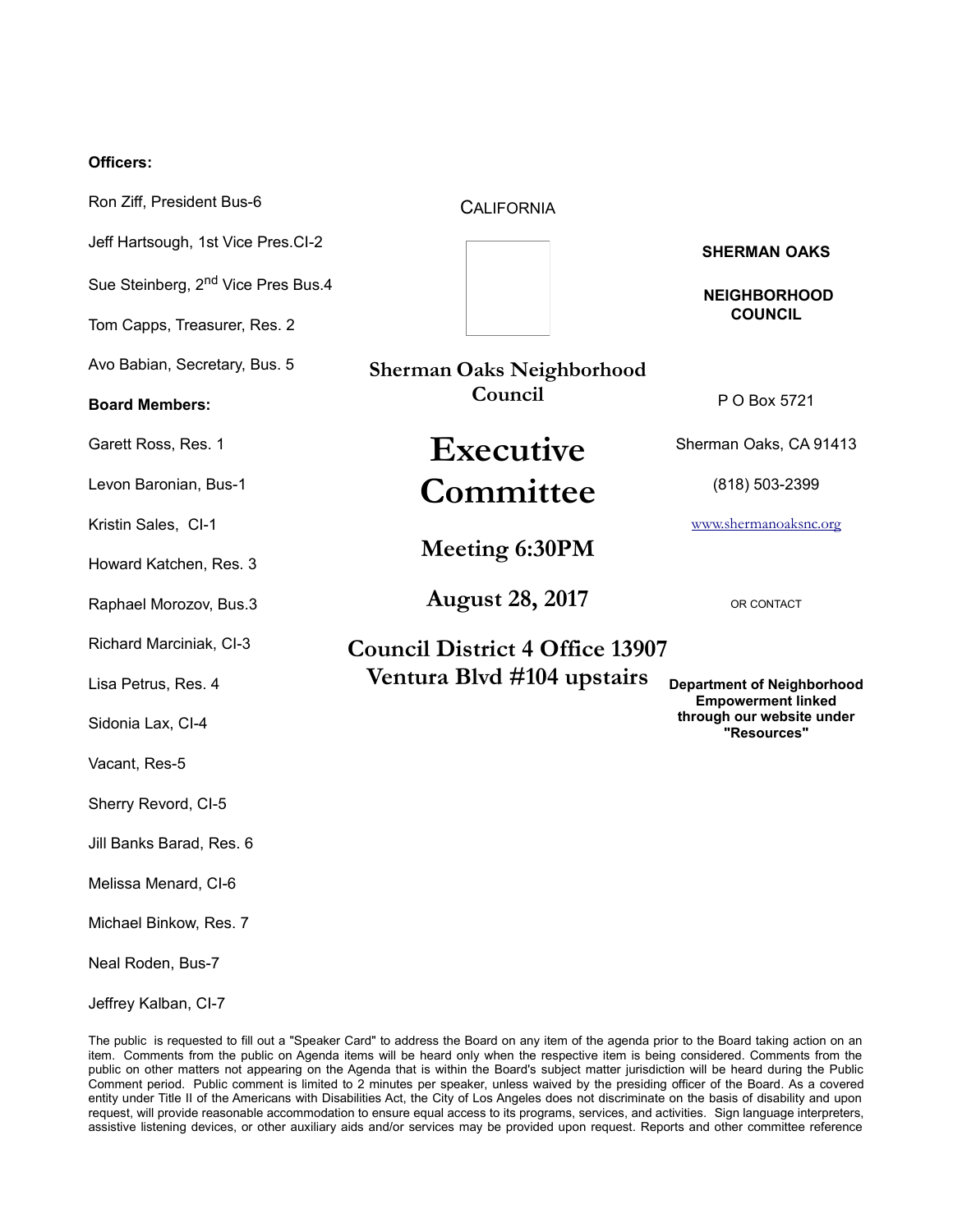**Officers:**

Ron Ziff, President Bus-6

Jeff Hartsough, 1st Vice Pres.CI-2

Sue Steinberg, 2nd Vice Pres Bus.4

Tom Capps, Treasurer, Res. 2

Avo Babian, Secretary, Bus. 5

**Board Members:**

Garett Ross, Res. 1

Levon Baronian, Bus-1

Kristin Sales, CI-1

Howard Katchen, Res. 3

Raphael Morozov, Bus.3

Richard Marciniak, CI-3

Lisa Petrus, Res. 4

Sidonia Lax, CI-4

Vacant, Res-5

Sherry Revord, CI-5

Jill Banks Barad, Res. 6

Melissa Menard, CI-6

Michael Binkow, Res. 7

Neal Roden, Bus-7

Jeffrey Kalban, CI-7

CALIFORNIA

**Sherman Oaks Neighborhood Council**

# Executive Committee

## Meeting 6:30PM

## August 28, 2017

## Council District 4 Office 13907 Ventura Blvd #104 upstairs

**SHERMAN OAKS**

**NEIGHBORHOOD COUNCIL**

P O Box 5721

Sherman Oaks, CA 91413

(818) 503-2399

www.shermanoaksnc.org

OR CONTACT

**Department of Neighborhood Empowerment linked through our website under "Resources"**

The public is requested to fill out a "Speaker Card" to address the Board on any item of the agenda prior to the Board taking action on an item. Comments from the public on Agenda items will be heard only when the respective item is being considered. Comments from the public on other matters not appearing on the Agenda that is within the Board's subject matter jurisdiction will be heard during the Public Comment period. Public comment is limited to 2 minutes per speaker, unless waived by the presiding officer of the Board. As a covered entity under Title II of the Americans with Disabilities Act, the City of Los Angeles does not discriminate on the basis of disability and upon request, will provide reasonable accommodation to ensure equal access to its programs, services, and activities. Sign language interpreters, assistive listening devices, or other auxiliary aids and/or services may be provided upon request. Reports and other committee reference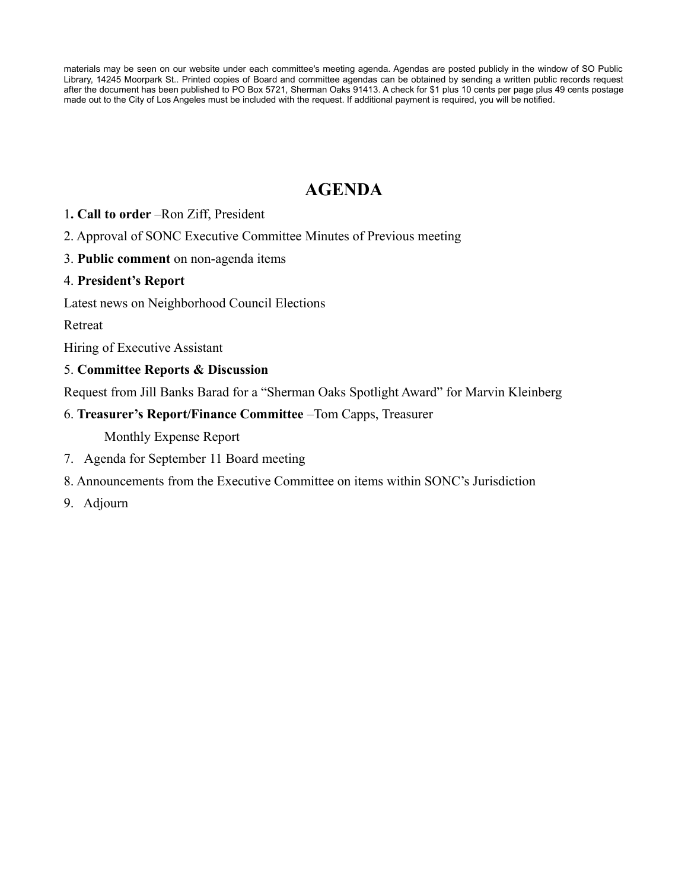materials may be seen on our website under each committee's meeting agenda. Agendas are posted publicly in the window of SO Public Library, 14245 Moorpark St.. Printed copies of Board and committee agendas can be obtained by sending a written public records request after the document has been published to PO Box 5721, Sherman Oaks 91413. A check for $1 plus 10 cents per page plus 49 cents postage made out to the City of Los Angeles must be included with the request. If additional payment is required, you will be notified.

# AGENDA

1**. Call to order** –Ron Ziff, President

2. Approval of SONC Executive Committee Minutes of Previous meeting

3. **Public comment** on non-agenda items

4. **President's Report**

Latest news on Neighborhood Council Elections

Retreat

Hiring of Executive Assistant

5. **Committee Reports & Discussion**

Request from Jill Banks Barad for a "Sherman Oaks Spotlight Award" for Marvin Kleinberg

6. **Treasurer's Report/Finance Committee** –Tom Capps, Treasurer

Monthly Expense Report

7. Agenda for September 11 Board meeting

8. Announcements from the Executive Committee on items within SONC's Jurisdiction

9. Adjourn